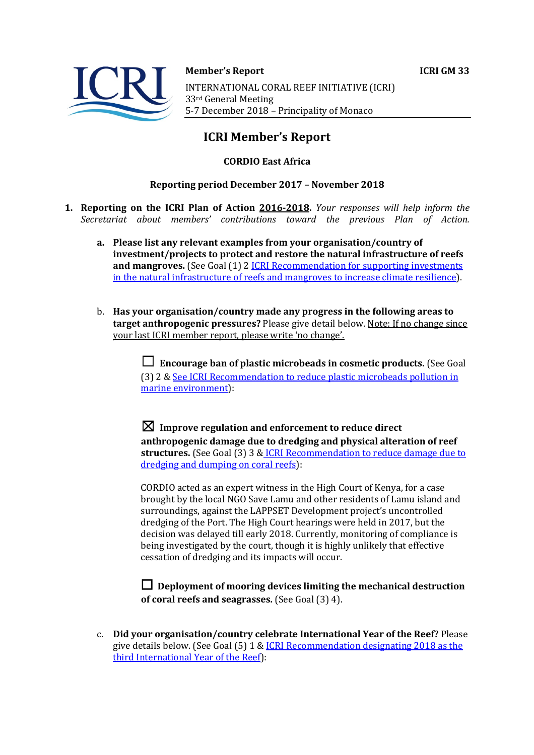**Member's Report** **ICRI GM 33**

INTERNATIONAL CORAL REEF INITIATIVE (ICRI)
33rd General Meeting
5-7 December 2018 – Principality of Monaco

# ICRI Member's Report

**CORDIO East Africa**

**Reporting period December 2017 – November 2018**

1. **Reporting on the ICRI Plan of Action 2016-2018.** *Your responses will help inform the Secretariat about members' contributions toward the previous Plan of Action.*

   a. **Please list any relevant examples from your organisation/country of investment/projects to protect and restore the natural infrastructure of reefs and mangroves.** (See Goal (1) 2 [ICRI Recommendation for supporting investments in the natural infrastructure of reefs and mangroves to increase climate resilience]).

   b. **Has your organisation/country made any progress in the following areas to target anthropogenic pressures?** Please give detail below. Note: If no change since your last ICRI member report, please write 'no change'.

   ☐ **Encourage ban of plastic microbeads in cosmetic products.** (See Goal (3) 2 & [See ICRI Recommendation to reduce plastic microbeads pollution in marine environment]):

   ☒ **Improve regulation and enforcement to reduce direct anthropogenic damage due to dredging and physical alteration of reef structures.** (See Goal (3) 3 & [ICRI Recommendation to reduce damage due to dredging and dumping on coral reefs]):

   CORDIO acted as an expert witness in the High Court of Kenya, for a case brought by the local NGO Save Lamu and other residents of Lamu island and surroundings, against the LAPPSET Development project's uncontrolled dredging of the Port. The High Court hearings were held in 2017, but the decision was delayed till early 2018. Currently, monitoring of compliance is being investigated by the court, though it is highly unlikely that effective cessation of dredging and its impacts will occur.

   ☐ **Deployment of mooring devices limiting the mechanical destruction of coral reefs and seagrasses.** (See Goal (3) 4).

   c. **Did your organisation/country celebrate International Year of the Reef?** Please give details below. (See Goal (5) 1 & [ICRI Recommendation designating 2018 as the third International Year of the Reef]):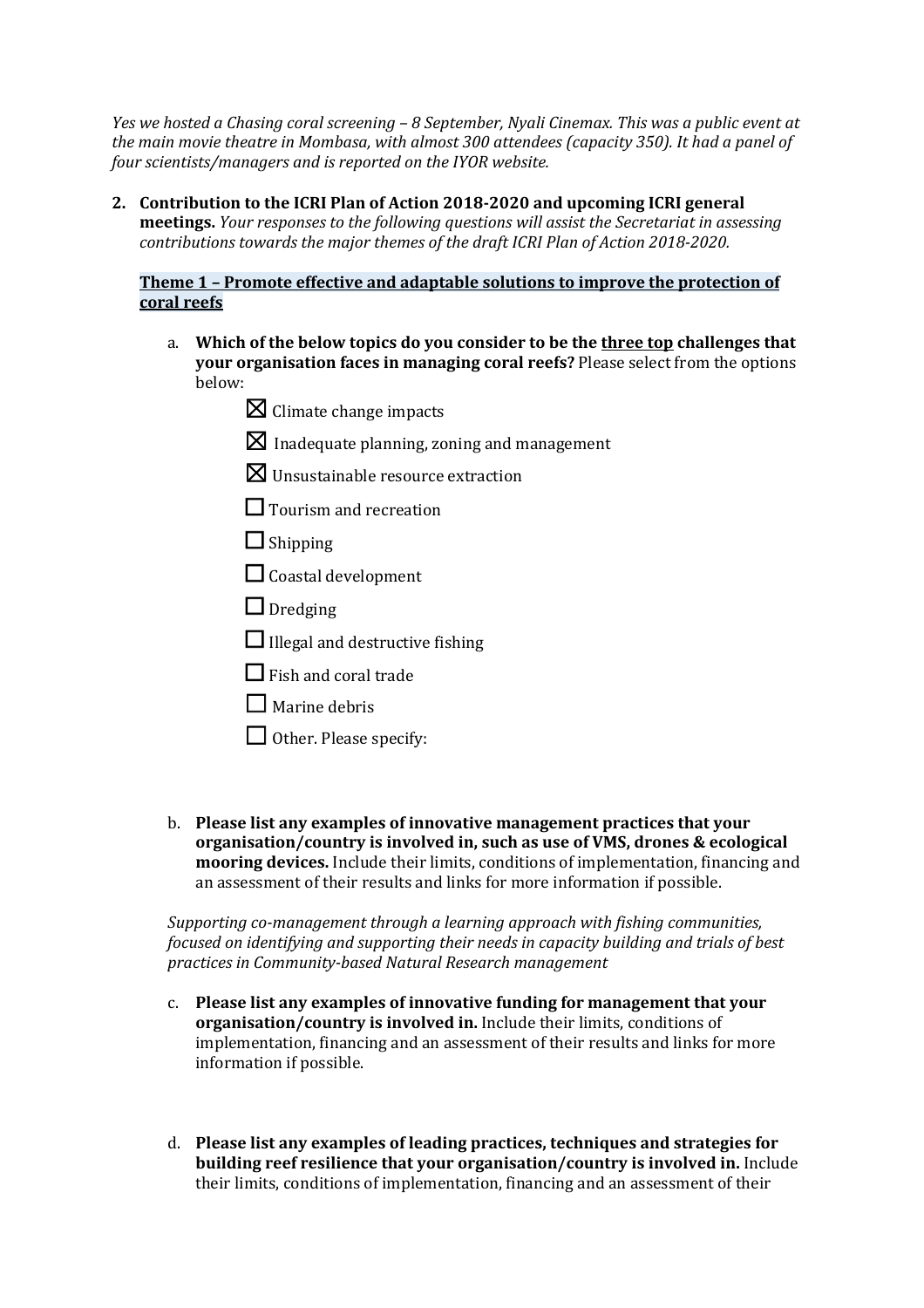*Yes we hosted a Chasing coral screening – 8 September, Nyali Cinemax. This was a public event at the main movie theatre in Mombasa, with almost 300 attendees (capacity 350). It had a panel of four scientists/managers and is reported on the IYOR website.*

2. **Contribution to the ICRI Plan of Action 2018-2020 and upcoming ICRI general meetings.** *Your responses to the following questions will assist the Secretariat in assessing contributions towards the major themes of the draft ICRI Plan of Action 2018-2020.*

**Theme 1 – Promote effective and adaptable solutions to improve the protection of coral reefs**

a. **Which of the below topics do you consider to be the three top challenges that your organisation faces in managing coral reefs?** Please select from the options below:

- ☒ Climate change impacts
- ☒ Inadequate planning, zoning and management
- ☒ Unsustainable resource extraction
- ☐ Tourism and recreation
- ☐ Shipping
- ☐ Coastal development
- ☐ Dredging
- ☐ Illegal and destructive fishing
- ☐ Fish and coral trade
- ☐ Marine debris
- ☐ Other. Please specify:

b. **Please list any examples of innovative management practices that your organisation/country is involved in, such as use of VMS, drones & ecological mooring devices.** Include their limits, conditions of implementation, financing and an assessment of their results and links for more information if possible.

*Supporting co-management through a learning approach with fishing communities, focused on identifying and supporting their needs in capacity building and trials of best practices in Community-based Natural Research management*

c. **Please list any examples of innovative funding for management that your organisation/country is involved in.** Include their limits, conditions of implementation, financing and an assessment of their results and links for more information if possible.

d. **Please list any examples of leading practices, techniques and strategies for building reef resilience that your organisation/country is involved in.** Include their limits, conditions of implementation, financing and an assessment of their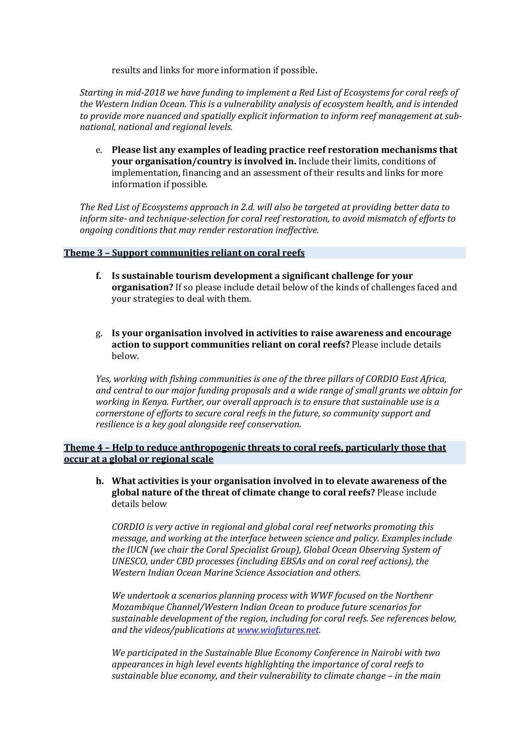results and links for more information if possible.

*Starting in mid-2018 we have funding to implement a Red List of Ecosystems for coral reefs of the Western Indian Ocean. This is a vulnerability analysis of ecosystem health, and is intended to provide more nuanced and spatially explicit information to inform reef management at sub-national, national and regional levels.*

e. **Please list any examples of leading practice reef restoration mechanisms that your organisation/country is involved in.** Include their limits, conditions of implementation, financing and an assessment of their results and links for more information if possible.

*The Red List of Ecosystems approach in 2.d. will also be targeted at providing better data to inform site- and technique-selection for coral reef restoration, to avoid mismatch of efforts to ongoing conditions that may render restoration ineffective.*

## Theme 3 – Support communities reliant on coral reefs

f. **Is sustainable tourism development a significant challenge for your organisation?** If so please include detail below of the kinds of challenges faced and your strategies to deal with them.

g. **Is your organisation involved in activities to raise awareness and encourage action to support communities reliant on coral reefs?** Please include details below.

*Yes, working with fishing communities is one of the three pillars of CORDIO East Africa, and central to our major funding proposals and a wide range of small grants we obtain for working in Kenya. Further, our overall approach is to ensure that sustainable use is a cornerstone of efforts to secure coral reefs in the future, so community support and resilience is a key goal alongside reef conservation.*

## Theme 4 – Help to reduce anthropogenic threats to coral reefs, particularly those that occur at a global or regional scale

h. **What activities is your organisation involved in to elevate awareness of the global nature of the threat of climate change to coral reefs?** Please include details below

*CORDIO is very active in regional and global coral reef networks promoting this message, and working at the interface between science and policy. Examples include the IUCN (we chair the Coral Specialist Group), Global Ocean Observing System of UNESCO, under CBD processes (including EBSAs and on coral reef actions), the Western Indian Ocean Marine Science Association and others.*

*We undertook a scenarios planning process with WWF focused on the Northenr Mozambique Channel/Western Indian Ocean to produce future scenarios for sustainable development of the region, including for coral reefs. See references below, and the videos/publications at [www.wiofutures.net](www.wiofutures.net).*

*We participated in the Sustainable Blue Economy Conference in Nairobi with two appearances in high level events highlighting the importance of coral reefs to sustainable blue economy, and their vulnerability to climate change – in the main*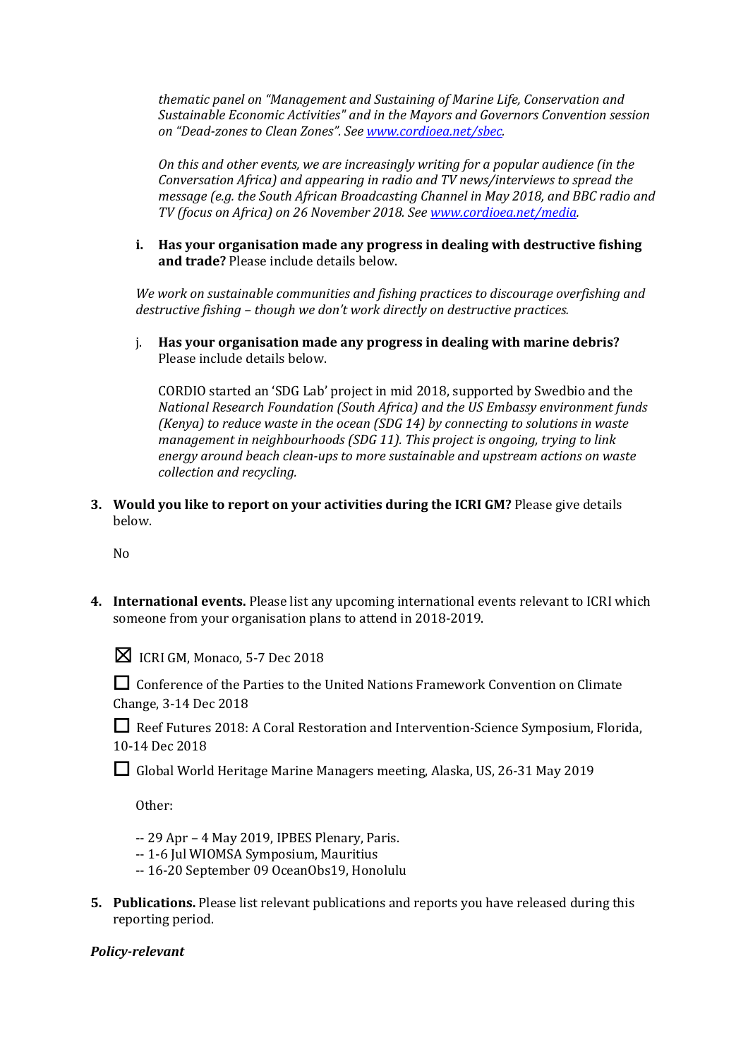*thematic panel on "Management and Sustaining of Marine Life, Conservation and Sustainable Economic Activities" and in the Mayors and Governors Convention session on "Dead-zones to Clean Zones". See [www.cordioea.net/sbec](www.cordioea.net/sbec).*

*On this and other events, we are increasingly writing for a popular audience (in the Conversation Africa) and appearing in radio and TV news/interviews to spread the message (e.g. the South African Broadcasting Channel in May 2018, and BBC radio and TV (focus on Africa) on 26 November 2018. See [www.cordioea.net/media](www.cordioea.net/media).*

i. **Has your organisation made any progress in dealing with destructive fishing and trade?** Please include details below.

*We work on sustainable communities and fishing practices to discourage overfishing and destructive fishing – though we don't work directly on destructive practices.*

j. **Has your organisation made any progress in dealing with marine debris?** Please include details below.

CORDIO started an 'SDG Lab' project in mid 2018, supported by Swedbio and the *National Research Foundation (South Africa) and the US Embassy environment funds (Kenya) to reduce waste in the ocean (SDG 14) by connecting to solutions in waste management in neighbourhoods (SDG 11). This project is ongoing, trying to link energy around beach clean-ups to more sustainable and upstream actions on waste collection and recycling.*

3. **Would you like to report on your activities during the ICRI GM?** Please give details below.

No

4. **International events.** Please list any upcoming international events relevant to ICRI which someone from your organisation plans to attend in 2018-2019.

- ☒ ICRI GM, Monaco, 5-7 Dec 2018
- ☐ Conference of the Parties to the United Nations Framework Convention on Climate Change, 3-14 Dec 2018
- ☐ Reef Futures 2018: A Coral Restoration and Intervention-Science Symposium, Florida, 10-14 Dec 2018
- ☐ Global World Heritage Marine Managers meeting, Alaska, US, 26-31 May 2019

Other:

-- 29 Apr – 4 May 2019, IPBES Plenary, Paris.
-- 1-6 Jul WIOMSA Symposium, Mauritius
-- 16-20 September 09 OceanObs19, Honolulu

5. **Publications.** Please list relevant publications and reports you have released during this reporting period.

***Policy-relevant***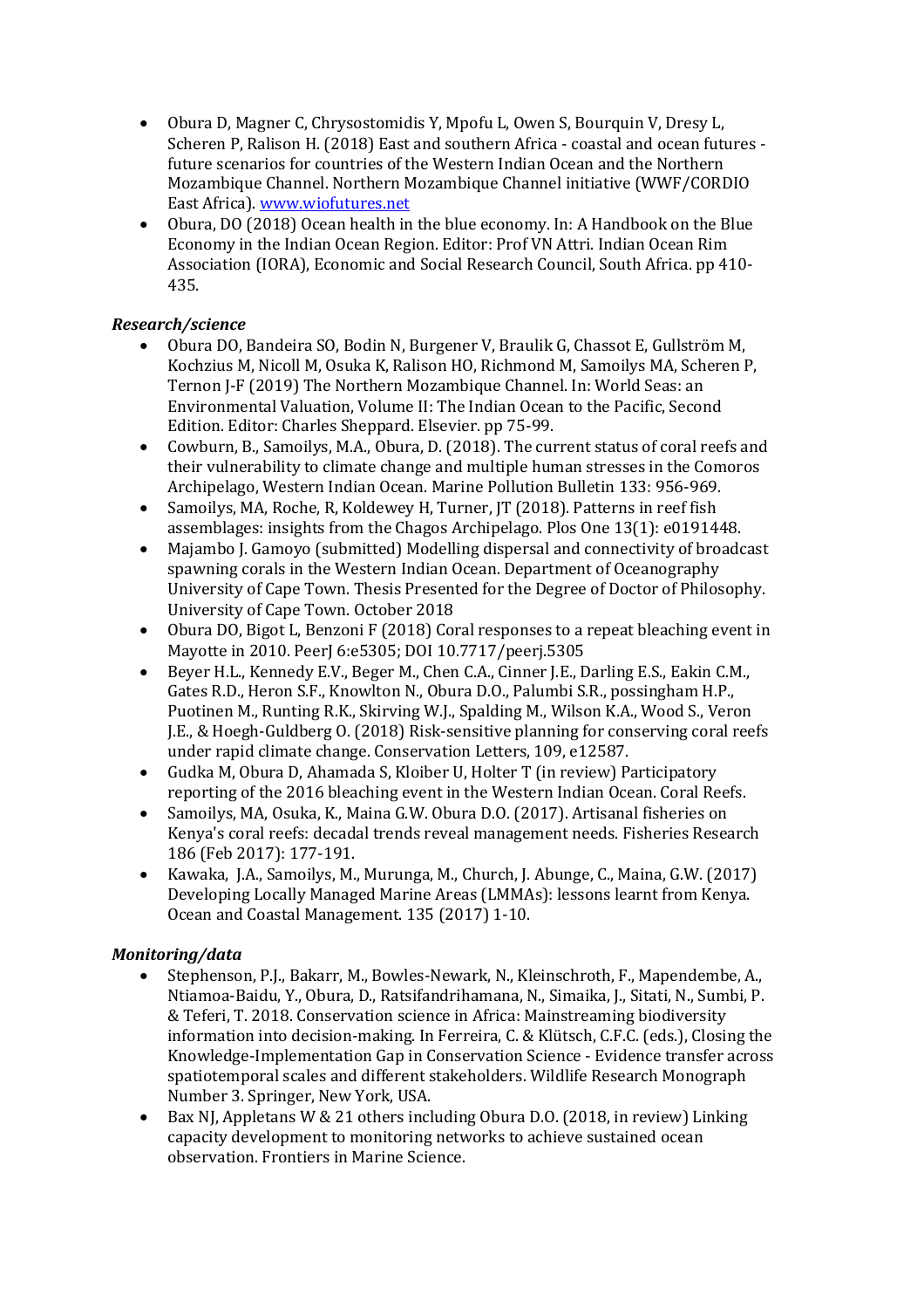- Obura D, Magner C, Chrysostomidis Y, Mpofu L, Owen S, Bourquin V, Dresy L, Scheren P, Ralison H. (2018) East and southern Africa - coastal and ocean futures - future scenarios for countries of the Western Indian Ocean and the Northern Mozambique Channel. Northern Mozambique Channel initiative (WWF/CORDIO East Africa). [www.wiofutures.net](http://www.wiofutures.net)
- Obura, DO (2018) Ocean health in the blue economy. In: A Handbook on the Blue Economy in the Indian Ocean Region. Editor: Prof VN Attri. Indian Ocean Rim Association (IORA), Economic and Social Research Council, South Africa. pp 410-435.

### *Research/science*

- Obura DO, Bandeira SO, Bodin N, Burgener V, Braulik G, Chassot E, Gullström M, Kochzius M, Nicoll M, Osuka K, Ralison HO, Richmond M, Samoilys MA, Scheren P, Ternon J-F (2019) The Northern Mozambique Channel. In: World Seas: an Environmental Valuation, Volume II: The Indian Ocean to the Pacific, Second Edition. Editor: Charles Sheppard. Elsevier. pp 75-99.
- Cowburn, B., Samoilys, M.A., Obura, D. (2018). The current status of coral reefs and their vulnerability to climate change and multiple human stresses in the Comoros Archipelago, Western Indian Ocean. Marine Pollution Bulletin 133: 956-969.
- Samoilys, MA, Roche, R, Koldewey H, Turner, JT (2018). Patterns in reef fish assemblages: insights from the Chagos Archipelago. Plos One 13(1): e0191448.
- Majambo J. Gamoyo (submitted) Modelling dispersal and connectivity of broadcast spawning corals in the Western Indian Ocean. Department of Oceanography University of Cape Town. Thesis Presented for the Degree of Doctor of Philosophy. University of Cape Town. October 2018
- Obura DO, Bigot L, Benzoni F (2018) Coral responses to a repeat bleaching event in Mayotte in 2010. PeerJ 6:e5305; DOI 10.7717/peerj.5305
- Beyer H.L., Kennedy E.V., Beger M., Chen C.A., Cinner J.E., Darling E.S., Eakin C.M., Gates R.D., Heron S.F., Knowlton N., Obura D.O., Palumbi S.R., possingham H.P., Puotinen M., Runting R.K., Skirving W.J., Spalding M., Wilson K.A., Wood S., Veron J.E., & Hoegh-Guldberg O. (2018) Risk-sensitive planning for conserving coral reefs under rapid climate change. Conservation Letters, 109, e12587.
- Gudka M, Obura D, Ahamada S, Kloiber U, Holter T (in review) Participatory reporting of the 2016 bleaching event in the Western Indian Ocean. Coral Reefs.
- Samoilys, MA, Osuka, K., Maina G.W. Obura D.O. (2017). Artisanal fisheries on Kenya's coral reefs: decadal trends reveal management needs. Fisheries Research 186 (Feb 2017): 177-191.
- Kawaka, J.A., Samoilys, M., Murunga, M., Church, J. Abunge, C., Maina, G.W. (2017) Developing Locally Managed Marine Areas (LMMAs): lessons learnt from Kenya. Ocean and Coastal Management. 135 (2017) 1-10.

### *Monitoring/data*

- Stephenson, P.J., Bakarr, M., Bowles-Newark, N., Kleinschroth, F., Mapendembe, A., Ntiamoa-Baidu, Y., Obura, D., Ratsifandrihamana, N., Simaika, J., Sitati, N., Sumbi, P. & Teferi, T. 2018. Conservation science in Africa: Mainstreaming biodiversity information into decision-making. In Ferreira, C. & Klütsch, C.F.C. (eds.), Closing the Knowledge-Implementation Gap in Conservation Science - Evidence transfer across spatiotemporal scales and different stakeholders. Wildlife Research Monograph Number 3. Springer, New York, USA.
- Bax NJ, Appletans W & 21 others including Obura D.O. (2018, in review) Linking capacity development to monitoring networks to achieve sustained ocean observation. Frontiers in Marine Science.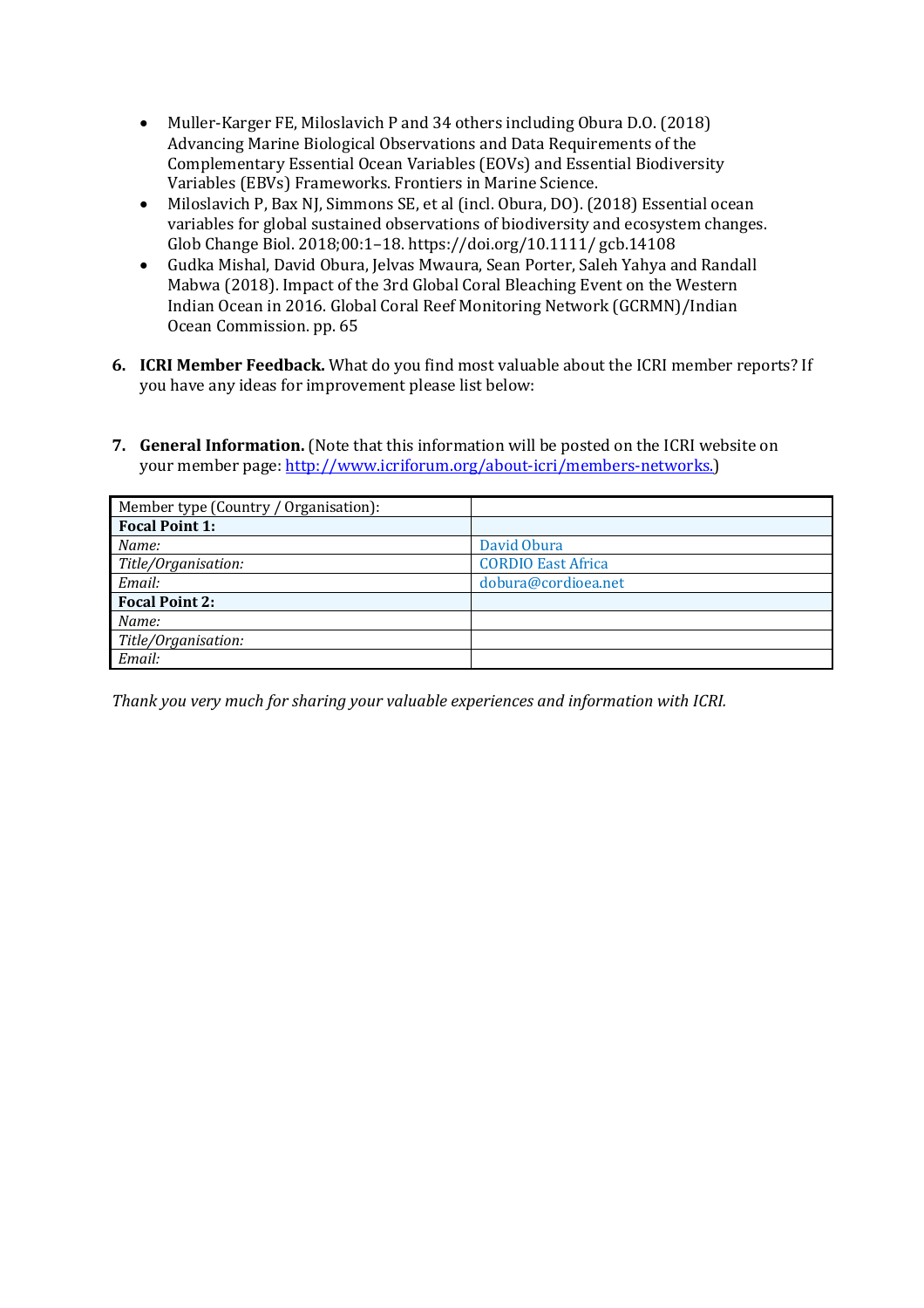- Muller-Karger FE, Miloslavich P and 34 others including Obura D.O. (2018) Advancing Marine Biological Observations and Data Requirements of the Complementary Essential Ocean Variables (EOVs) and Essential Biodiversity Variables (EBVs) Frameworks. Frontiers in Marine Science.
- Miloslavich P, Bax NJ, Simmons SE, et al (incl. Obura, DO). (2018) Essential ocean variables for global sustained observations of biodiversity and ecosystem changes. Glob Change Biol. 2018;00:1–18. https://doi.org/10.1111/ gcb.14108
- Gudka Mishal, David Obura, Jelvas Mwaura, Sean Porter, Saleh Yahya and Randall Mabwa (2018). Impact of the 3rd Global Coral Bleaching Event on the Western Indian Ocean in 2016. Global Coral Reef Monitoring Network (GCRMN)/Indian Ocean Commission. pp. 65

6. **ICRI Member Feedback.** What do you find most valuable about the ICRI member reports? If you have any ideas for improvement please list below:

7. **General Information.** (Note that this information will be posted on the ICRI website on your member page: http://www.icriforum.org/about-icri/members-networks.)

| | |
|---|---|
| Member type (Country / Organisation): | |
| **Focal Point 1:** | |
| *Name:* | David Obura |
| *Title/Organisation:* | CORDIO East Africa |
| *Email:* | dobura@cordioea.net |
| **Focal Point 2:** | |
| *Name:* | |
| *Title/Organisation:* | |
| *Email:* | |

*Thank you very much for sharing your valuable experiences and information with ICRI.*